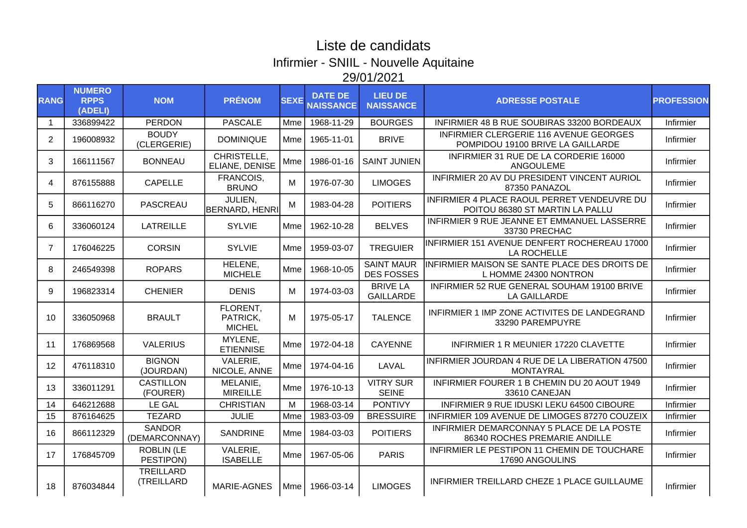# Liste de candidats

## Infirmier - SNIIL - Nouvelle Aquitaine

### 29/01/2021

| RANG | NUMERO RPPS (ADELI) | NOM | PRÉNOM | SEXE | DATE DE NAISSANCE | LIEU DE NAISSANCE | ADRESSE POSTALE | PROFESSION |
|---|---|---|---|---|---|---|---|---|
| 1 | 336899422 | PERDON | PASCALE | Mme | 1968-11-29 | BOURGES | INFIRMIER 48 B RUE SOUBIRAS 33200 BORDEAUX | Infirmier |
| 2 | 196008932 | BOUDY (CLERGERIE) | DOMINIQUE | Mme | 1965-11-01 | BRIVE | INFIRMIER CLERGERIE 116 AVENUE GEORGES POMPIDOU 19100 BRIVE LA GAILLARDE | Infirmier |
| 3 | 166111567 | BONNEAU | CHRISTELLE, ELIANE, DENISE | Mme | 1986-01-16 | SAINT JUNIEN | INFIRMIER 31 RUE DE LA CORDERIE 16000 ANGOULEME | Infirmier |
| 4 | 876155888 | CAPELLE | FRANCOIS, BRUNO | M | 1976-07-30 | LIMOGES | INFIRMIER 20 AV DU PRESIDENT VINCENT AURIOL 87350 PANAZOL | Infirmier |
| 5 | 866116270 | PASCREAU | JULIEN, BERNARD, HENRI | M | 1983-04-28 | POITIERS | INFIRMIER 4 PLACE RAOUL PERRET VENDEUVRE DU POITOU 86380 ST MARTIN LA PALLU | Infirmier |
| 6 | 336060124 | LATREILLE | SYLVIE | Mme | 1962-10-28 | BELVES | INFIRMIER 9 RUE JEANNE ET EMMANUEL LASSERRE 33730 PRECHAC | Infirmier |
| 7 | 176046225 | CORSIN | SYLVIE | Mme | 1959-03-07 | TREGUIER | INFIRMIER 151 AVENUE DENFERT ROCHEREAU 17000 LA ROCHELLE | Infirmier |
| 8 | 246549398 | ROPARS | HELENE, MICHELE | Mme | 1968-10-05 | SAINT MAUR DES FOSSES | INFIRMIER MAISON SE SANTE PLACE DES DROITS DE L HOMME 24300 NONTRON | Infirmier |
| 9 | 196823314 | CHENIER | DENIS | M | 1974-03-03 | BRIVE LA GAILLARDE | INFIRMIER 52 RUE GENERAL SOUHAM 19100 BRIVE LA GAILLARDE | Infirmier |
| 10 | 336050968 | BRAULT | FLORENT, PATRICK, MICHEL | M | 1975-05-17 | TALENCE | INFIRMIER 1 IMP ZONE ACTIVITES DE LANDEGRAND 33290 PAREMPUYRE | Infirmier |
| 11 | 176869568 | VALERIUS | MYLENE, ETIENNISE | Mme | 1972-04-18 | CAYENNE | INFIRMIER 1 R MEUNIER 17220 CLAVETTE | Infirmier |
| 12 | 476118310 | BIGNON (JOURDAN) | VALERIE, NICOLE, ANNE | Mme | 1974-04-16 | LAVAL | INFIRMIER JOURDAN 4 RUE DE LA LIBERATION 47500 MONTAYRAL | Infirmier |
| 13 | 336011291 | CASTILLON (FOURER) | MELANIE, MIREILLE | Mme | 1976-10-13 | VITRY SUR SEINE | INFIRMIER FOURER 1 B CHEMIN DU 20 AOUT 1949 33610 CANEJAN | Infirmier |
| 14 | 646212688 | LE GAL | CHRISTIAN | M | 1968-03-14 | PONTIVY | INFIRMIER 9 RUE IDUSKI LEKU 64500 CIBOURE | Infirmier |
| 15 | 876164625 | TEZARD | JULIE | Mme | 1983-03-09 | BRESSUIRE | INFIRMIER 109 AVENUE DE LIMOGES 87270 COUZEIX | Infirmier |
| 16 | 866112329 | SANDOR (DEMARCONNAY) | SANDRINE | Mme | 1984-03-03 | POITIERS | INFIRMIER DEMARCONNAY 5 PLACE DE LA POSTE 86340 ROCHES PREMARIE ANDILLE | Infirmier |
| 17 | 176845709 | ROBLIN (LE PESTIPON) | VALERIE, ISABELLE | Mme | 1967-05-06 | PARIS | INFIRMIER LE PESTIPON 11 CHEMIN DE TOUCHARE 17690 ANGOULINS | Infirmier |
| 18 | 876034844 | TREILLARD (TREILLARD | MARIE-AGNES | Mme | 1966-03-14 | LIMOGES | INFIRMIER TREILLARD CHEZE 1 PLACE GUILLAUME | Infirmier |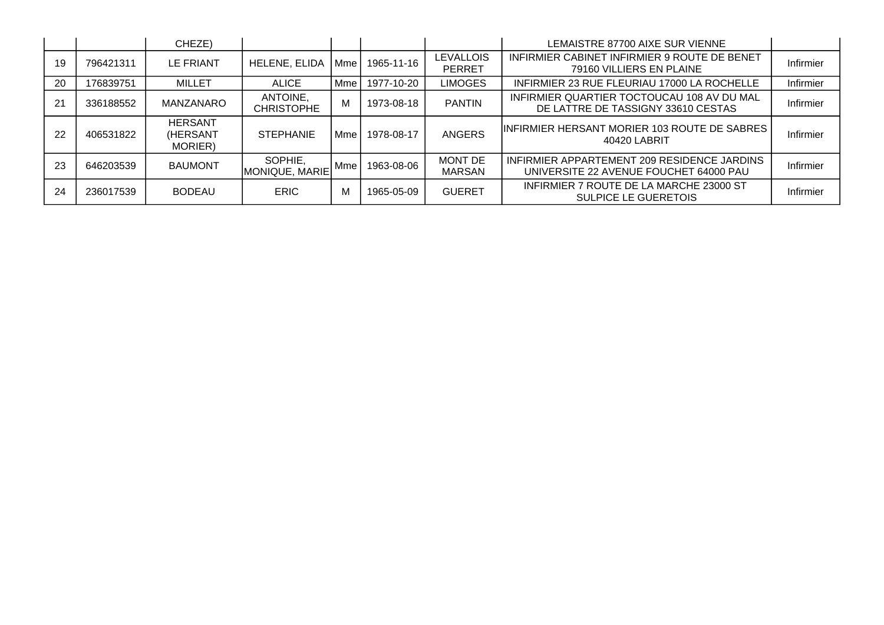| | | | | | | | | |
|---|---|---|---|---|---|---|---|---|
| | | CHEZE) | | | | | LEMAISTRE 87700 AIXE SUR VIENNE | |
| 19 | 796421311 | LE FRIANT | HELENE, ELIDA | Mme | 1965-11-16 | LEVALLOIS PERRET | INFIRMIER CABINET INFIRMIER 9 ROUTE DE BENET 79160 VILLIERS EN PLAINE | Infirmier |
| 20 | 176839751 | MILLET | ALICE | Mme | 1977-10-20 | LIMOGES | INFIRMIER 23 RUE FLEURIAU 17000 LA ROCHELLE | Infirmier |
| 21 | 336188552 | MANZANARO | ANTOINE, CHRISTOPHE | M | 1973-08-18 | PANTIN | INFIRMIER QUARTIER TOCTOUCAU 108 AV DU MAL DE LATTRE DE TASSIGNY 33610 CESTAS | Infirmier |
| 22 | 406531822 | HERSANT (HERSANT MORIER) | STEPHANIE | Mme | 1978-08-17 | ANGERS | INFIRMIER HERSANT MORIER 103 ROUTE DE SABRES 40420 LABRIT | Infirmier |
| 23 | 646203539 | BAUMONT | SOPHIE, MONIQUE, MARIE | Mme | 1963-08-06 | MONT DE MARSAN | INFIRMIER APPARTEMENT 209 RESIDENCE JARDINS UNIVERSITE 22 AVENUE FOUCHET 64000 PAU | Infirmier |
| 24 | 236017539 | BODEAU | ERIC | M | 1965-05-09 | GUERET | INFIRMIER 7 ROUTE DE LA MARCHE 23000 ST SULPICE LE GUERETOIS | Infirmier |